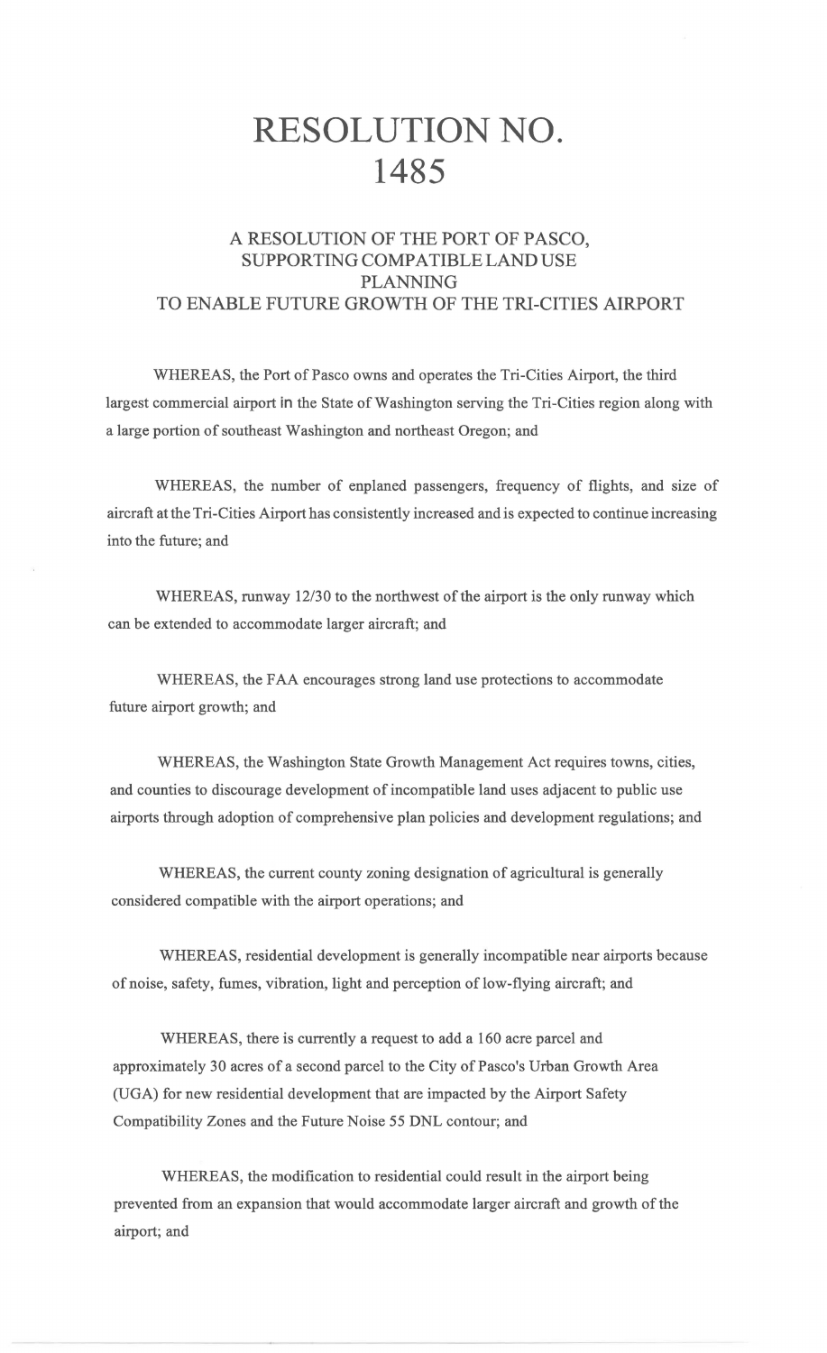# RESOLUTION NO. 1485

## A RESOLUTION OF THE PORT OF PASCO, SUPPORTING COMPATIBLE LAND USE PLANNING TO ENABLE FUTURE GROWTH OF THE TRI-CITIES AIRPORT

WHEREAS, the Port of Pasco owns and operates the Tri-Cities Airport, the third largest commercial airport in the State of Washington serving the Tri-Cities region along with a large portion of southeast Washington and northeast Oregon; and

WHEREAS, the number of enplaned passengers, frequency of flights, and size of aircraft at the Tri-Cities Airport has consistently increased and is expected to continue increasing into the future; and

WHEREAS, runway 12/30 to the northwest of the airport is the only runway which can be extended to accommodate larger aircraft; and

WHEREAS, the FAA encourages strong land use protections to accommodate future airport growth; and

WHEREAS, the Washington State Growth Management Act requires towns, cities, and counties to discourage development of incompatible land uses adjacent to public use airports through adoption of comprehensive plan policies and development regulations; and

WHEREAS, the current county zoning designation of agricultural is generally considered compatible with the airport operations; and

WHEREAS, residential development is generally incompatible near airports because of noise, safety, fumes, vibration, light and perception of low-flying aircraft; and

WHEREAS, there is currently a request to add a 160 acre parcel and approximately 30 acres of a second parcel to the City of Pasco's Urban Growth Area (UGA) for new residential development that are impacted by the Airport Safety Compatibility Zones and the Future Noise 55 DNL contour; and

WHEREAS, the modification to residential could result in the airport being prevented from an expansion that would accommodate larger aircraft and growth of the airport; and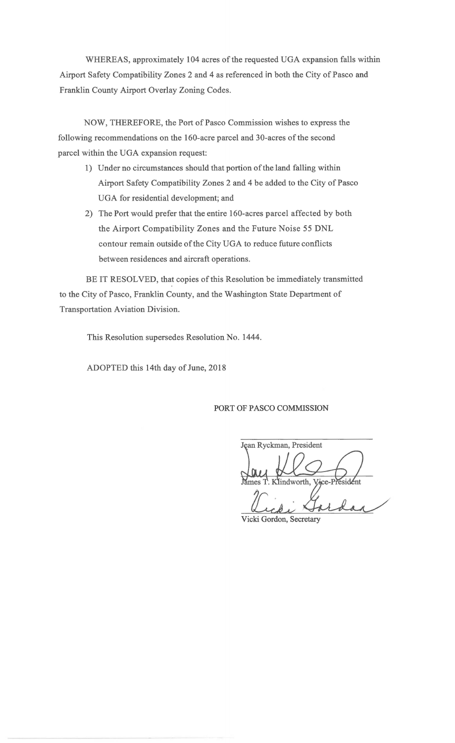WHEREAS, approximately 104 acres of the requested UGA expansion falls within Airport Safety Compatibility Zones 2 and 4 as referenced in both the City of Pasco and Franklin County Airport Overlay Zoning Codes.

NOW, THEREFORE, the Port of Pasco Commission wishes to express the following recommendations on the 160-acre parcel and 30-acres of the second parcel within the UGA expansion request:

1) Under no circumstances should that portion of the land falling within Airport Safety Compatibility Zones 2 and 4 be added to the City of Pasco UGA for residential development; and
2) The Port would prefer that the entire 160-acres parcel affected by both the Airport Compatibility Zones and the Future Noise 55 DNL contour remain outside of the City UGA to reduce future conflicts between residences and aircraft operations.

BE IT RESOLVED, that copies of this Resolution be immediately transmitted to the City of Pasco, Franklin County, and the Washington State Department of Transportation Aviation Division.

This Resolution supersedes Resolution No. 1444.

ADOPTED this 14th day of June, 2018

PORT OF PASCO COMMISSION

Jean Ryckman, President

James T. Klindworth, Vice-President

Vicki Gordon, Secretary